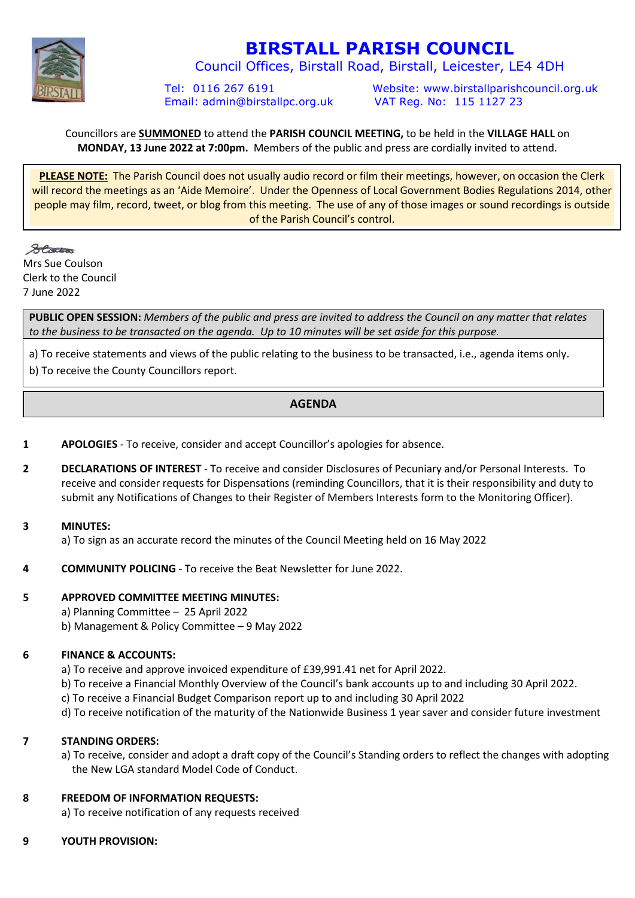# BIRSTALL PARISH COUNCIL

Council Offices, Birstall Road, Birstall, Leicester, LE4 4DH

Tel: 0116 267 6191
Email: admin@birstallpc.org.uk

Website: www.birstallparishcouncil.org.uk
VAT Reg. No: 115 1127 23

Councillors are **SUMMONED** to attend the **PARISH COUNCIL MEETING,** to be held in the **VILLAGE HALL** on **MONDAY, 13 June 2022 at 7:00pm.** Members of the public and press are cordially invited to attend.

**PLEASE NOTE:** The Parish Council does not usually audio record or film their meetings, however, on occasion the Clerk will record the meetings as an 'Aide Memoire'. Under the Openness of Local Government Bodies Regulations 2014, other people may film, record, tweet, or blog from this meeting. The use of any of those images or sound recordings is outside of the Parish Council's control.

Mrs Sue Coulson
Clerk to the Council
7 June 2022

**PUBLIC OPEN SESSION:** *Members of the public and press are invited to address the Council on any matter that relates to the business to be transacted on the agenda. Up to 10 minutes will be set aside for this purpose.*

a) To receive statements and views of the public relating to the business to be transacted, i.e., agenda items only.
b) To receive the County Councillors report.

## AGENDA

**1 APOLOGIES** - To receive, consider and accept Councillor's apologies for absence.

**2 DECLARATIONS OF INTEREST** - To receive and consider Disclosures of Pecuniary and/or Personal Interests. To receive and consider requests for Dispensations (reminding Councillors, that it is their responsibility and duty to submit any Notifications of Changes to their Register of Members Interests form to the Monitoring Officer).

**3 MINUTES:**
a) To sign as an accurate record the minutes of the Council Meeting held on 16 May 2022

**4 COMMUNITY POLICING** - To receive the Beat Newsletter for June 2022.

**5 APPROVED COMMITTEE MEETING MINUTES:**
a) Planning Committee – 25 April 2022
b) Management & Policy Committee – 9 May 2022

**6 FINANCE & ACCOUNTS:**
a) To receive and approve invoiced expenditure of £39,991.41 net for April 2022.
b) To receive a Financial Monthly Overview of the Council's bank accounts up to and including 30 April 2022.
c) To receive a Financial Budget Comparison report up to and including 30 April 2022
d) To receive notification of the maturity of the Nationwide Business 1 year saver and consider future investment

**7 STANDING ORDERS:**
a) To receive, consider and adopt a draft copy of the Council's Standing orders to reflect the changes with adopting the New LGA standard Model Code of Conduct.

**8 FREEDOM OF INFORMATION REQUESTS:**
a) To receive notification of any requests received

**9 YOUTH PROVISION:**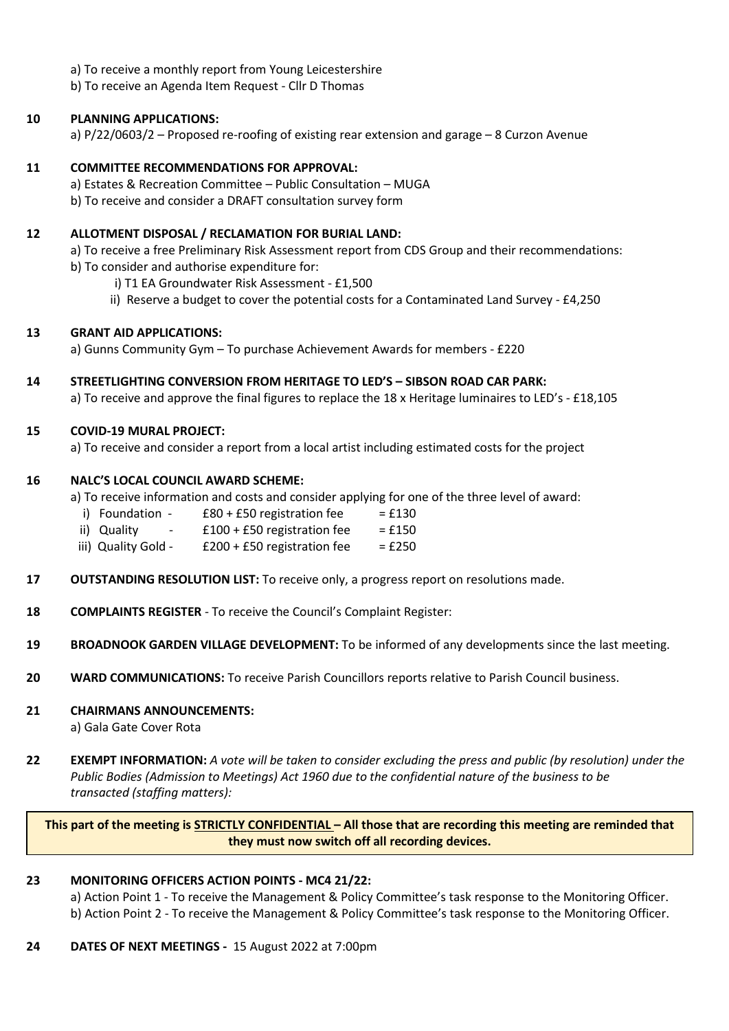a) To receive a monthly report from Young Leicestershire
b) To receive an Agenda Item Request - Cllr D Thomas

**10 PLANNING APPLICATIONS:**
a) P/22/0603/2 – Proposed re-roofing of existing rear extension and garage – 8 Curzon Avenue

**11 COMMITTEE RECOMMENDATIONS FOR APPROVAL:**
a) Estates & Recreation Committee – Public Consultation – MUGA
b) To receive and consider a DRAFT consultation survey form

**12 ALLOTMENT DISPOSAL / RECLAMATION FOR BURIAL LAND:**
a) To receive a free Preliminary Risk Assessment report from CDS Group and their recommendations:
b) To consider and authorise expenditure for:
i) T1 EA Groundwater Risk Assessment - £1,500
ii) Reserve a budget to cover the potential costs for a Contaminated Land Survey - £4,250

**13 GRANT AID APPLICATIONS:**
a) Gunns Community Gym – To purchase Achievement Awards for members - £220

**14 STREETLIGHTING CONVERSION FROM HERITAGE TO LED'S – SIBSON ROAD CAR PARK:**
a) To receive and approve the final figures to replace the 18 x Heritage luminaires to LED's - £18,105

**15 COVID-19 MURAL PROJECT:**
a) To receive and consider a report from a local artist including estimated costs for the project

**16 NALC'S LOCAL COUNCIL AWARD SCHEME:**
a) To receive information and costs and consider applying for one of the three level of award:
i) Foundation - £80 + £50 registration fee = £130
ii) Quality - £100 + £50 registration fee = £150
iii) Quality Gold - £200 + £50 registration fee = £250

**17 OUTSTANDING RESOLUTION LIST:** To receive only, a progress report on resolutions made.

**18 COMPLAINTS REGISTER** - To receive the Council's Complaint Register:

**19 BROADNOOK GARDEN VILLAGE DEVELOPMENT:** To be informed of any developments since the last meeting.

**20 WARD COMMUNICATIONS:** To receive Parish Councillors reports relative to Parish Council business.

**21 CHAIRMANS ANNOUNCEMENTS:**
a) Gala Gate Cover Rota

**22 EXEMPT INFORMATION:** *A vote will be taken to consider excluding the press and public (by resolution) under the Public Bodies (Admission to Meetings) Act 1960 due to the confidential nature of the business to be transacted (staffing matters):*

**This part of the meeting is STRICTLY CONFIDENTIAL – All those that are recording this meeting are reminded that they must now switch off all recording devices.**

**23 MONITORING OFFICERS ACTION POINTS - MC4 21/22:**
a) Action Point 1 - To receive the Management & Policy Committee's task response to the Monitoring Officer.
b) Action Point 2 - To receive the Management & Policy Committee's task response to the Monitoring Officer.

**24 DATES OF NEXT MEETINGS -** 15 August 2022 at 7:00pm